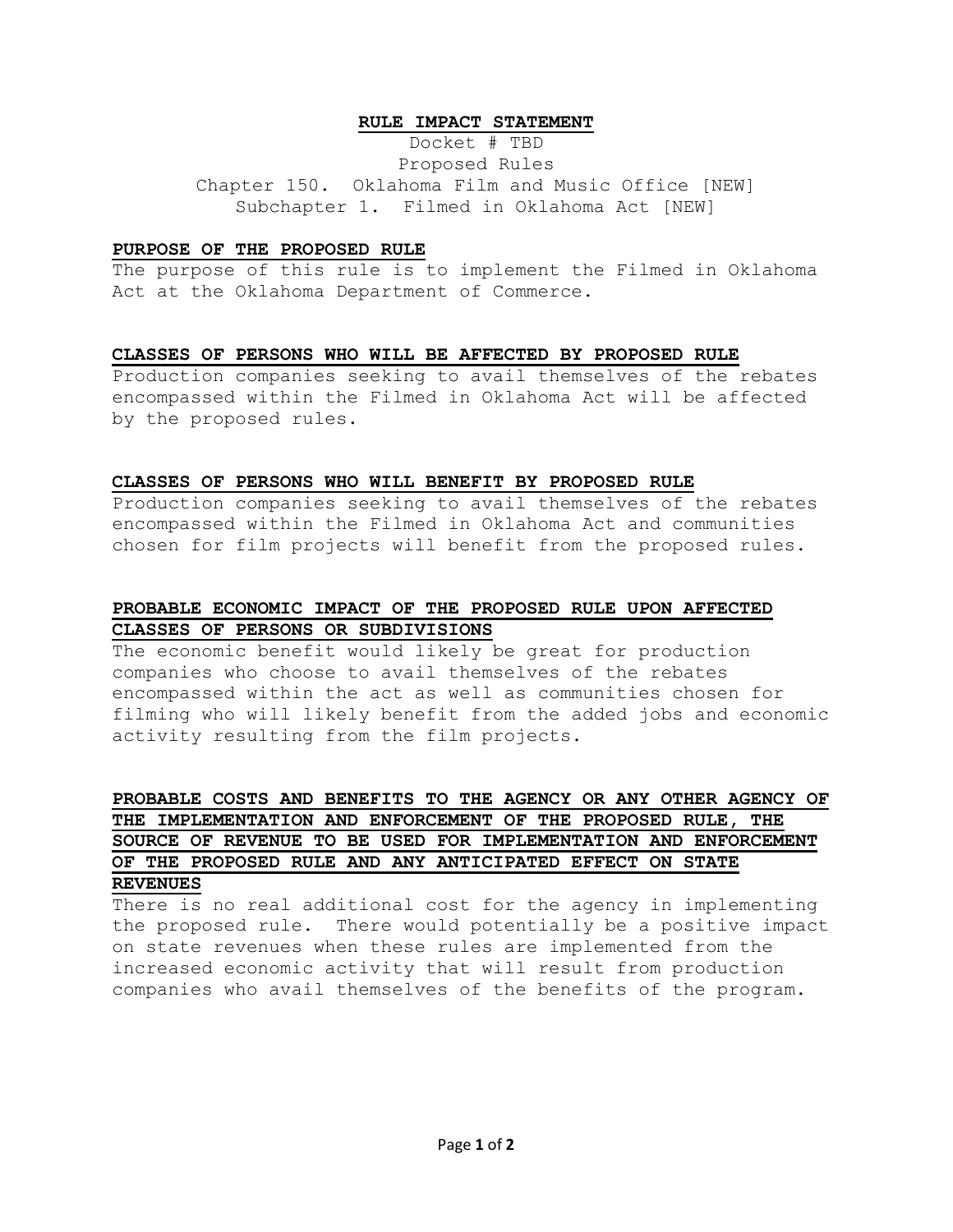# RULE IMPACT STATEMENT

Docket # TBD
Proposed Rules
Chapter 150. Oklahoma Film and Music Office [NEW]
Subchapter 1. Filmed in Oklahoma Act [NEW]

## PURPOSE OF THE PROPOSED RULE

The purpose of this rule is to implement the Filmed in Oklahoma Act at the Oklahoma Department of Commerce.

## CLASSES OF PERSONS WHO WILL BE AFFECTED BY PROPOSED RULE

Production companies seeking to avail themselves of the rebates encompassed within the Filmed in Oklahoma Act will be affected by the proposed rules.

## CLASSES OF PERSONS WHO WILL BENEFIT BY PROPOSED RULE

Production companies seeking to avail themselves of the rebates encompassed within the Filmed in Oklahoma Act and communities chosen for film projects will benefit from the proposed rules.

## PROBABLE ECONOMIC IMPACT OF THE PROPOSED RULE UPON AFFECTED CLASSES OF PERSONS OR SUBDIVISIONS

The economic benefit would likely be great for production companies who choose to avail themselves of the rebates encompassed within the act as well as communities chosen for filming who will likely benefit from the added jobs and economic activity resulting from the film projects.

## PROBABLE COSTS AND BENEFITS TO THE AGENCY OR ANY OTHER AGENCY OF THE IMPLEMENTATION AND ENFORCEMENT OF THE PROPOSED RULE, THE SOURCE OF REVENUE TO BE USED FOR IMPLEMENTATION AND ENFORCEMENT OF THE PROPOSED RULE AND ANY ANTICIPATED EFFECT ON STATE REVENUES

There is no real additional cost for the agency in implementing the proposed rule. There would potentially be a positive impact on state revenues when these rules are implemented from the increased economic activity that will result from production companies who avail themselves of the benefits of the program.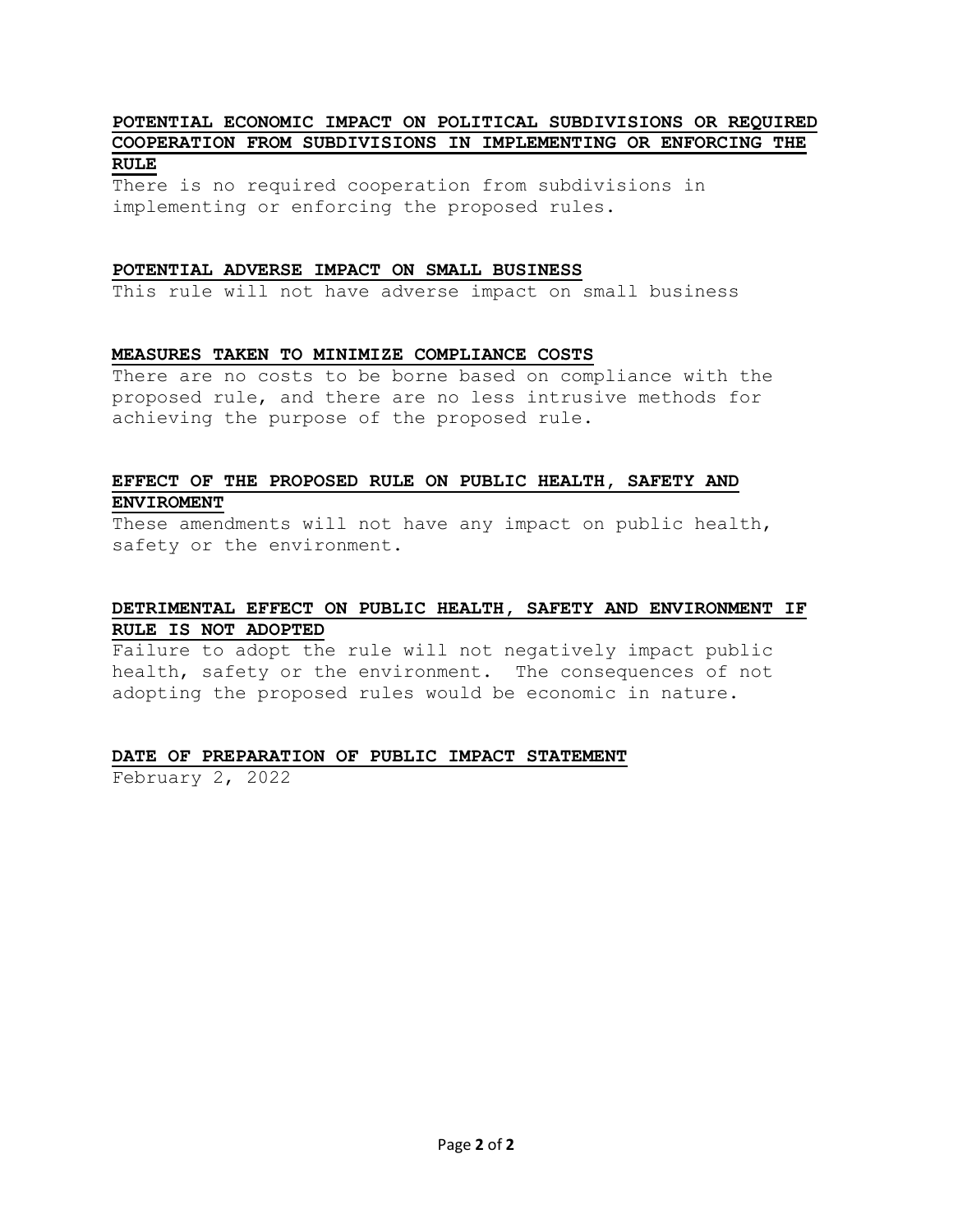**POTENTIAL ECONOMIC IMPACT ON POLITICAL SUBDIVISIONS OR REQUIRED COOPERATION FROM SUBDIVISIONS IN IMPLEMENTING OR ENFORCING THE RULE**

There is no required cooperation from subdivisions in implementing or enforcing the proposed rules.

**POTENTIAL ADVERSE IMPACT ON SMALL BUSINESS**

This rule will not have adverse impact on small business

**MEASURES TAKEN TO MINIMIZE COMPLIANCE COSTS**

There are no costs to be borne based on compliance with the proposed rule, and there are no less intrusive methods for achieving the purpose of the proposed rule.

**EFFECT OF THE PROPOSED RULE ON PUBLIC HEALTH, SAFETY AND ENVIROMENT**

These amendments will not have any impact on public health, safety or the environment.

**DETRIMENTAL EFFECT ON PUBLIC HEALTH, SAFETY AND ENVIRONMENT IF RULE IS NOT ADOPTED**

Failure to adopt the rule will not negatively impact public health, safety or the environment. The consequences of not adopting the proposed rules would be economic in nature.

**DATE OF PREPARATION OF PUBLIC IMPACT STATEMENT**

February 2, 2022